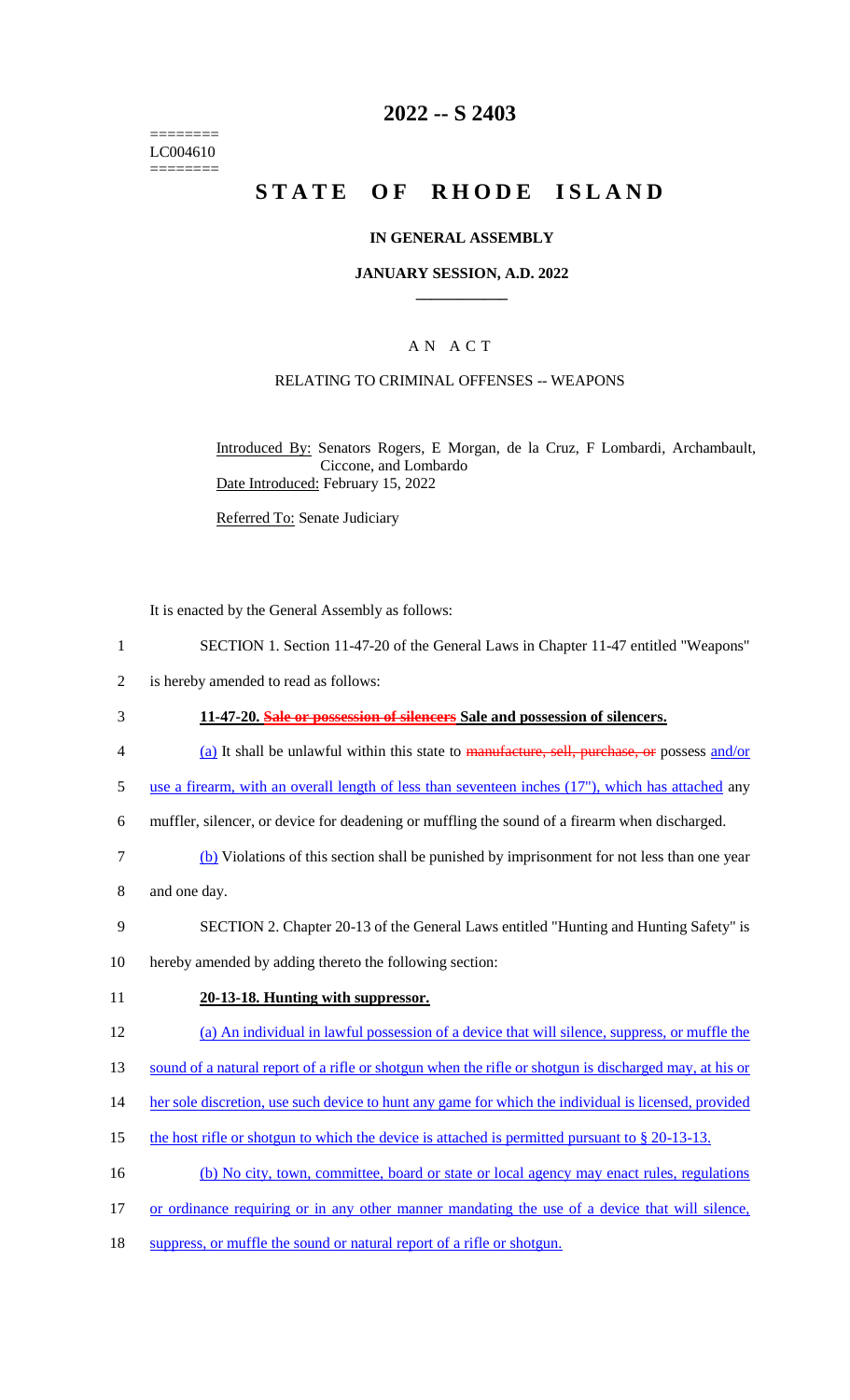========
LC004610
========

# 2022 -- S 2403

# STATE OF RHODE ISLAND

## IN GENERAL ASSEMBLY

### JANUARY SESSION, A.D. 2022

## A N A C T

### RELATING TO CRIMINAL OFFENSES -- WEAPONS

Introduced By: Senators Rogers, E Morgan, de la Cruz, F Lombardi, Archambault, Ciccone, and Lombardo

Date Introduced: February 15, 2022

Referred To: Senate Judiciary

It is enacted by the General Assembly as follows:

1 SECTION 1. Section 11-47-20 of the General Laws in Chapter 11-47 entitled "Weapons"
2 is hereby amended to read as follows:

3 **11-47-20. ~~Sale or possession of silencers~~ Sale and possession of silencers.**

4 (a) It shall be unlawful within this state to ~~manufacture, sell, purchase, or~~ possess and/or
5 use a firearm, with an overall length of less than seventeen inches (17"), which has attached any
6 muffler, silencer, or device for deadening or muffling the sound of a firearm when discharged.

7 (b) Violations of this section shall be punished by imprisonment for not less than one year
8 and one day.

9 SECTION 2. Chapter 20-13 of the General Laws entitled "Hunting and Hunting Safety" is
10 hereby amended by adding thereto the following section:

11 **20-13-18. Hunting with suppressor.**

12 (a) An individual in lawful possession of a device that will silence, suppress, or muffle the
13 sound of a natural report of a rifle or shotgun when the rifle or shotgun is discharged may, at his or
14 her sole discretion, use such device to hunt any game for which the individual is licensed, provided
15 the host rifle or shotgun to which the device is attached is permitted pursuant to § 20-13-13.

16 (b) No city, town, committee, board or state or local agency may enact rules, regulations
17 or ordinance requiring or in any other manner mandating the use of a device that will silence,
18 suppress, or muffle the sound or natural report of a rifle or shotgun.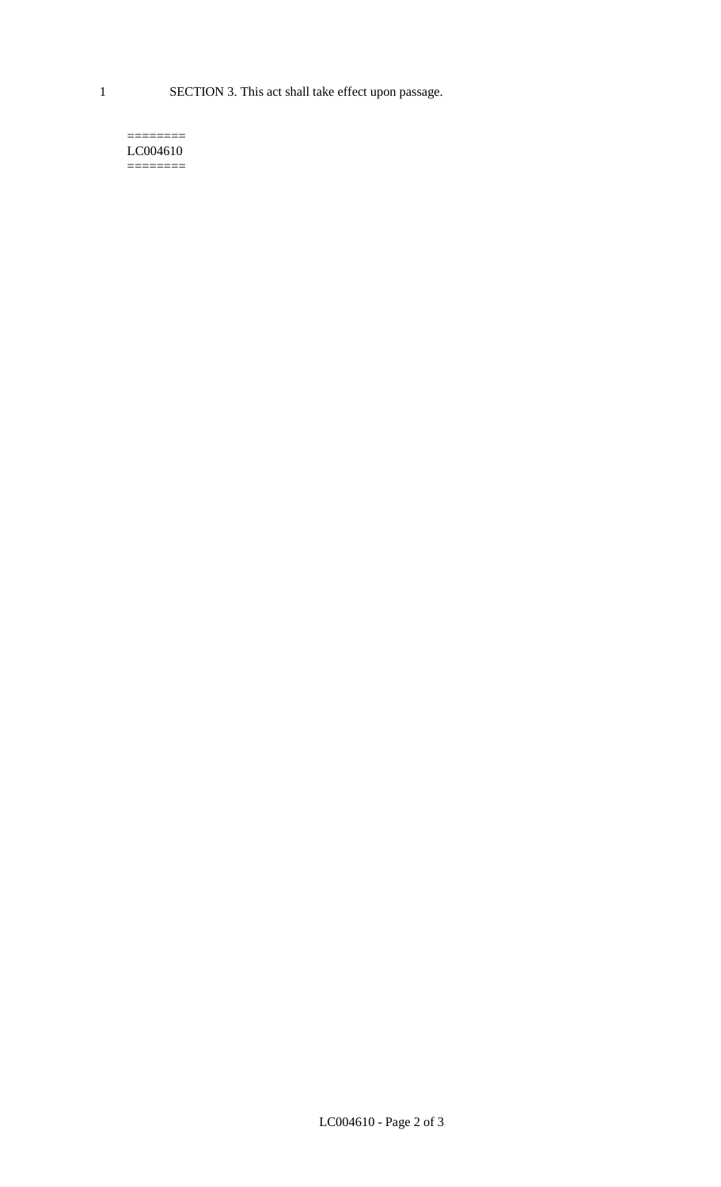SECTION 3. This act shall take effect upon passage.

========
LC004610
========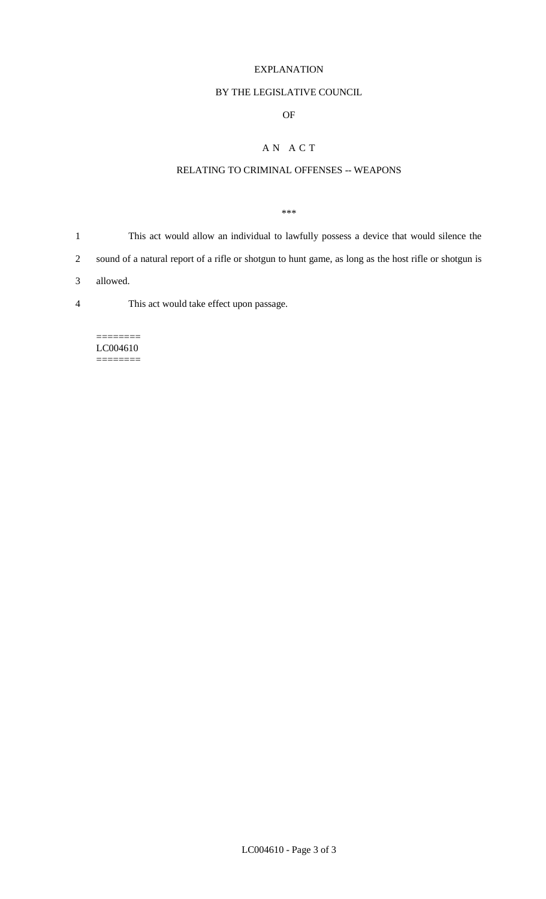EXPLANATION

BY THE LEGISLATIVE COUNCIL

OF

A N A C T

RELATING TO CRIMINAL OFFENSES -- WEAPONS

\*\*\*

This act would allow an individual to lawfully possess a device that would silence the sound of a natural report of a rifle or shotgun to hunt game, as long as the host rifle or shotgun is allowed.

This act would take effect upon passage.

========
LC004610
========